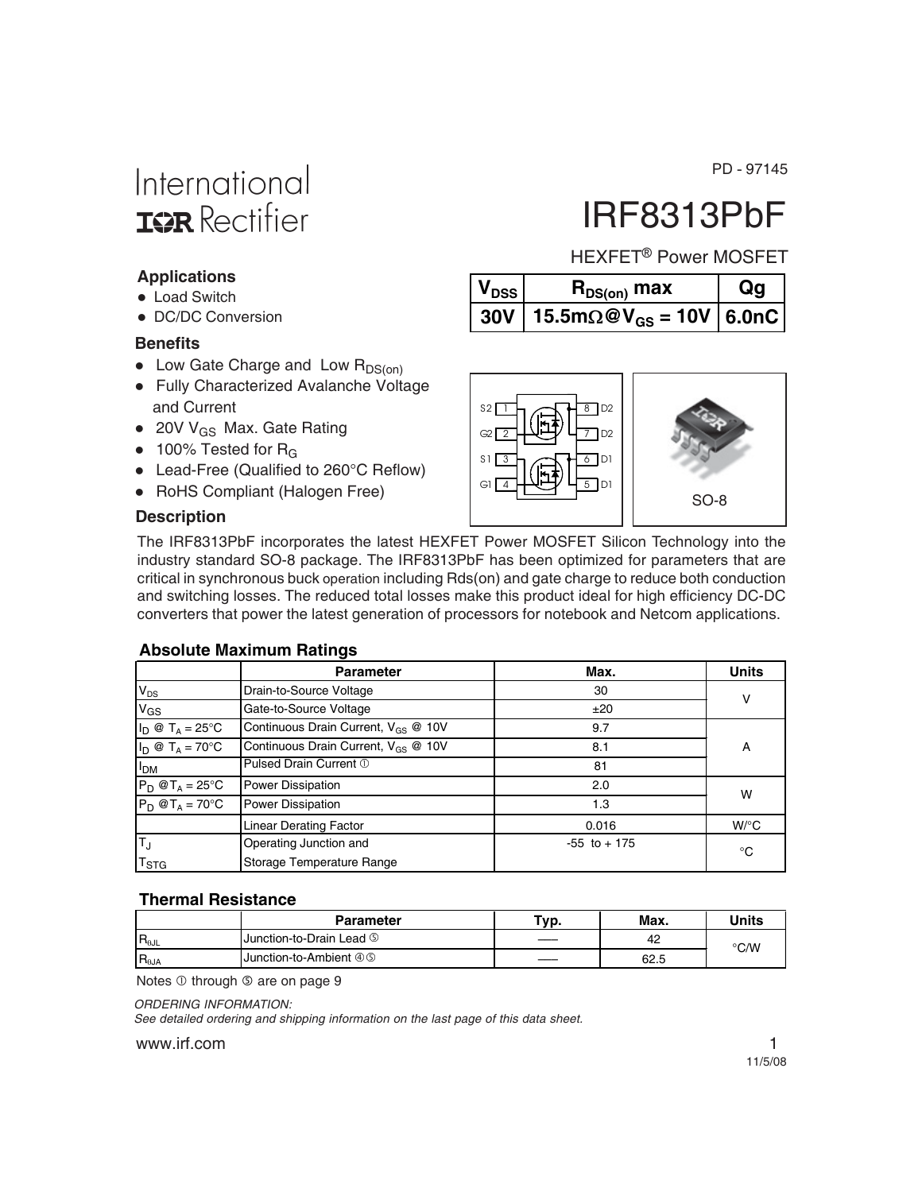PD - 97145

International IOR Rectifier

# IRF8313PbF

HEXFET® Power MOSFET

| $V_{DSS}$ | $R_{DS(on)}$ max | Qg |
|---|---|---|
| 30V | 15.5mΩ@$V_{GS}$ = 10V | 6.0nC |

### Applications

- Load Switch
- DC/DC Conversion

### Benefits

- Low Gate Charge and Low $R_{DS(on)}$
- Fully Characterized Avalanche Voltage and Current
- 20V $V_{GS}$ Max. Gate Rating
- 100% Tested for $R_G$
- Lead-Free (Qualified to 260°C Reflow)
- RoHS Compliant (Halogen Free)

S2 1, G2 2, S1 3, G1 4, D1 5, D1 6, D2 7, D2 8

SO-8

### Description

The IRF8313PbF incorporates the latest HEXFET Power MOSFET Silicon Technology into the industry standard SO-8 package. The IRF8313PbF has been optimized for parameters that are critical in synchronous buck operation including Rds(on) and gate charge to reduce both conduction and switching losses. The reduced total losses make this product ideal for high efficiency DC-DC converters that power the latest generation of processors for notebook and Netcom applications.

### Absolute Maximum Ratings

| | Parameter | Max. | Units |
|---|---|---|---|
| $V_{DS}$ | Drain-to-Source Voltage | 30 | V |
| $V_{GS}$ | Gate-to-Source Voltage | ±20 | |
| $I_D$ @ $T_A$ = 25°C | Continuous Drain Current, $V_{GS}$ @ 10V | 9.7 | A |
| $I_D$ @ $T_A$ = 70°C | Continuous Drain Current, $V_{GS}$ @ 10V | 8.1 | |
| $I_{DM}$ | Pulsed Drain Current ① | 81 | |
| $P_D$ @$T_A$ = 25°C | Power Dissipation | 2.0 | W |
| $P_D$ @$T_A$ = 70°C | Power Dissipation | 1.3 | |
| | Linear Derating Factor | 0.016 | W/°C |
| $T_J$<br>$T_{STG}$ | Operating Junction and<br>Storage Temperature Range | -55 to + 175 | °C |

### Thermal Resistance

| | Parameter | Typ. | Max. | Units |
|---|---|---|---|---|
| $R_{\theta JL}$ | Junction-to-Drain Lead ⑤ | —— | 42 | °C/W |
| $R_{\theta JA}$ | Junction-to-Ambient ④⑤ | —— | 62.5 | |

Notes ① through ⑤ are on page 9

*ORDERING INFORMATION:*
*See detailed ordering and shipping information on the last page of this data sheet.*

www.irf.com

11/5/08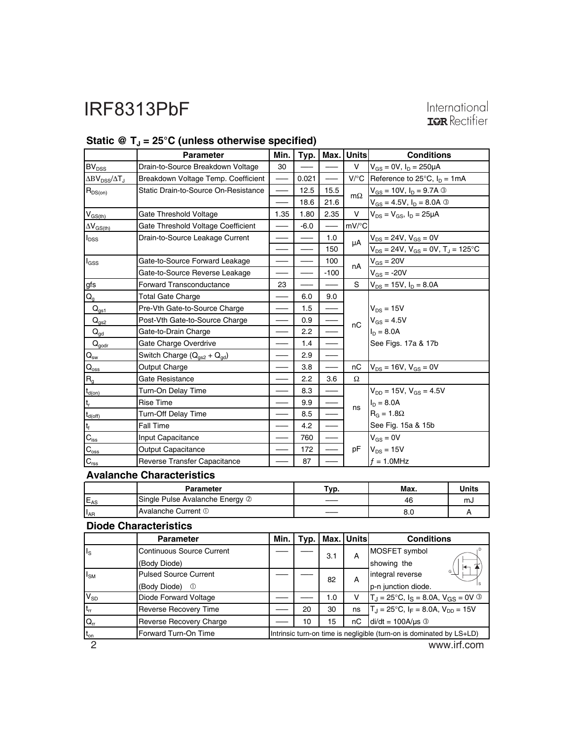## Static @ $T_J$ = 25°C (unless otherwise specified)

| | Parameter | Min. | Typ. | Max. | Units | Conditions |
|---|---|---|---|---|---|---|
| $BV_{DSS}$ | Drain-to-Source Breakdown Voltage | 30 | —— | —— | V | $V_{GS}$ = 0V, $I_D$ = 250µA |
| $\Delta BV_{DSS}/\Delta T_J$ | Breakdown Voltage Temp. Coefficient | —— | 0.021 | —— | V/°C | Reference to 25°C, $I_D$ = 1mA |
| $R_{DS(on)}$ | Static Drain-to-Source On-Resistance | —— | 12.5 | 15.5 | mΩ | $V_{GS}$ = 10V, $I_D$ = 9.7A ③ |
| | | —— | 18.6 | 21.6 | | $V_{GS}$ = 4.5V, $I_D$ = 8.0A ③ |
| $V_{GS(th)}$ | Gate Threshold Voltage | 1.35 | 1.80 | 2.35 | V | $V_{DS}$ = $V_{GS}$, $I_D$ = 25µA |
| $\Delta V_{GS(th)}$ | Gate Threshold Voltage Coefficient | —— | -6.0 | —— | mV/°C | |
| $I_{DSS}$ | Drain-to-Source Leakage Current | —— | —— | 1.0 | µA | $V_{DS}$ = 24V, $V_{GS}$ = 0V |
| | | —— | —— | 150 | | $V_{DS}$ = 24V, $V_{GS}$ = 0V, $T_J$ = 125°C |
| $I_{GSS}$ | Gate-to-Source Forward Leakage | —— | —— | 100 | nA | $V_{GS}$ = 20V |
| | Gate-to-Source Reverse Leakage | —— | —— | -100 | | $V_{GS}$ = -20V |
| gfs | Forward Transconductance | 23 | —— | —— | S | $V_{DS}$ = 15V, $I_D$ = 8.0A |
| $Q_g$ | Total Gate Charge | —— | 6.0 | 9.0 | nC | |
| $Q_{gs1}$ | Pre-Vth Gate-to-Source Charge | —— | 1.5 | —— | | $V_{DS}$ = 15V |
| $Q_{gs2}$ | Post-Vth Gate-to-Source Charge | —— | 0.9 | —— | | $V_{GS}$ = 4.5V |
| $Q_{gd}$ | Gate-to-Drain Charge | —— | 2.2 | —— | | $I_D$ = 8.0A |
| $Q_{godr}$ | Gate Charge Overdrive | —— | 1.4 | —— | | See Figs. 17a & 17b |
| $Q_{sw}$ | Switch Charge ($Q_{gs2}$ + $Q_{gd}$) | —— | 2.9 | —— | | |
| $Q_{oss}$ | Output Charge | —— | 3.8 | —— | nC | $V_{DS}$ = 16V, $V_{GS}$ = 0V |
| $R_g$ | Gate Resistance | —— | 2.2 | 3.6 | Ω | |
| $t_{d(on)}$ | Turn-On Delay Time | —— | 8.3 | —— | ns | $V_{DD}$ = 15V, $V_{GS}$ = 4.5V |
| $t_r$ | Rise Time | —— | 9.9 | —— | | $I_D$ = 8.0A |
| $t_{d(off)}$ | Turn-Off Delay Time | —— | 8.5 | —— | | $R_G$ = 1.8Ω |
| $t_f$ | Fall Time | —— | 4.2 | —— | | See Fig. 15a & 15b |
| $C_{iss}$ | Input Capacitance | —— | 760 | —— | pF | $V_{GS}$ = 0V |
| $C_{oss}$ | Output Capacitance | —— | 172 | —— | | $V_{DS}$ = 15V |
| $C_{rss}$ | Reverse Transfer Capacitance | —— | 87 | —— | | $f$ = 1.0MHz |

## Avalanche Characteristics

| | Parameter | Typ. | Max. | Units |
|---|---|---|---|---|
| $E_{AS}$ | Single Pulse Avalanche Energy ② | —— | 46 | mJ |
| $I_{AR}$ | Avalanche Current ① | —— | 8.0 | A |

## Diode Characteristics

| | Parameter | Min. | Typ. | Max. | Units | Conditions |
|---|---|---|---|---|---|---|
| $I_S$ | Continuous Source Current (Body Diode) | —— | —— | 3.1 | A | MOSFET symbol showing the |
| $I_{SM}$ | Pulsed Source Current (Body Diode) ① | —— | —— | 82 | A | integral reverse p-n junction diode. |
| $V_{SD}$ | Diode Forward Voltage | —— | —— | 1.0 | V | $T_J$ = 25°C, $I_S$ = 8.0A, $V_{GS}$ = 0V ③ |
| $t_{rr}$ | Reverse Recovery Time | —— | 20 | 30 | ns | $T_J$ = 25°C, $I_F$ = 8.0A, $V_{DD}$ = 15V |
| $Q_{rr}$ | Reverse Recovery Charge | —— | 10 | 15 | nC | di/dt = 100A/µs ③ |
| $t_{on}$ | Forward Turn-On Time | Intrinsic turn-on time is negligible (turn-on is dominated by LS+LD) | | | | |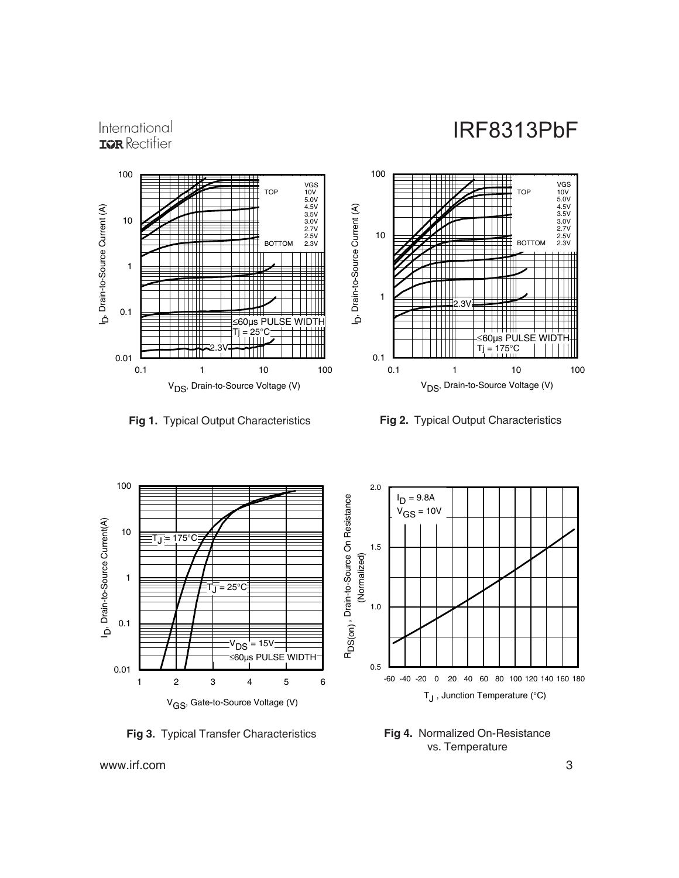Fig 1. Typical Output Characteristics

Fig 2. Typical Output Characteristics

Fig 3. Typical Transfer Characteristics

Fig 4. Normalized On-Resistance vs. Temperature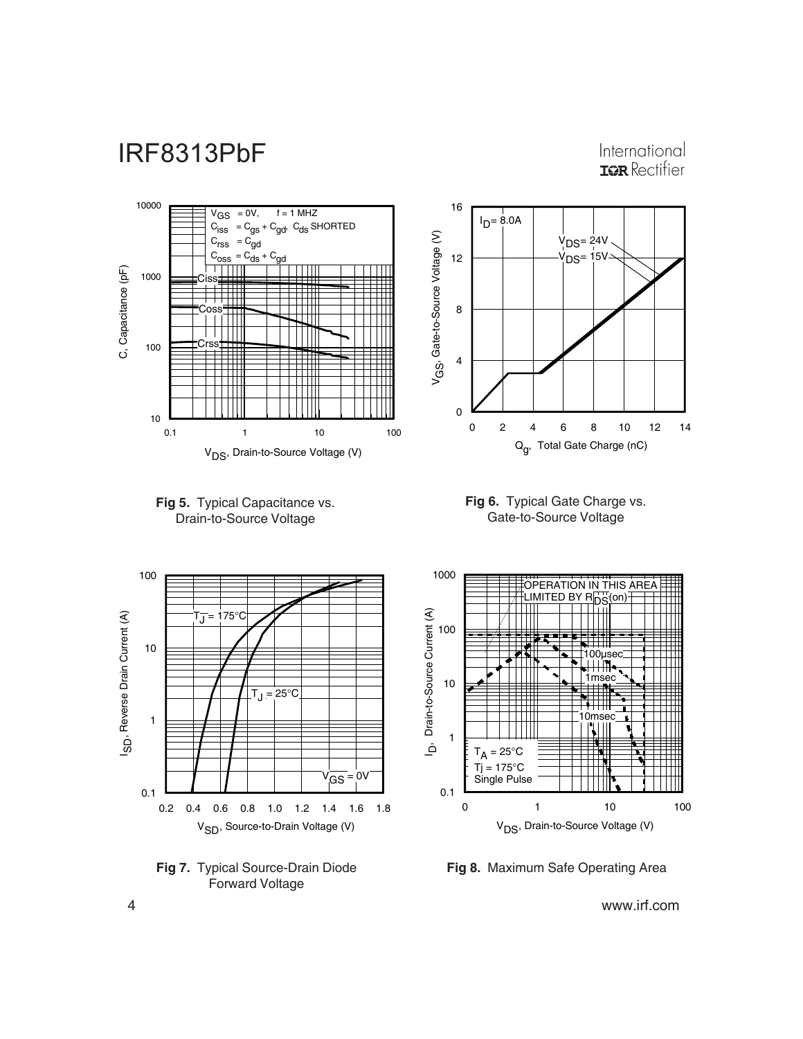**Fig 5.** Typical Capacitance vs. Drain-to-Source Voltage

**Fig 6.** Typical Gate Charge vs. Gate-to-Source Voltage

**Fig 7.** Typical Source-Drain Diode Forward Voltage

**Fig 8.** Maximum Safe Operating Area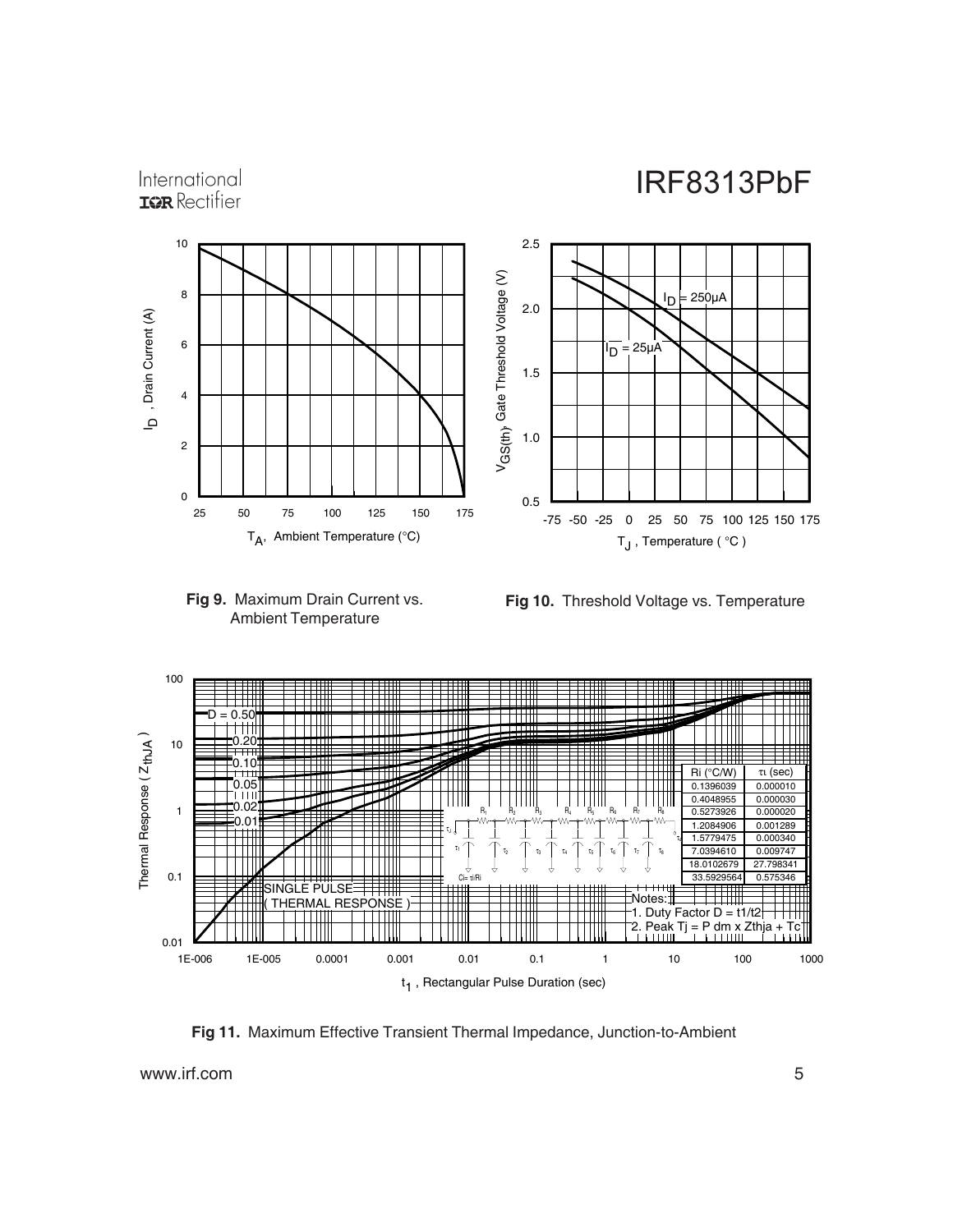**Fig 9.** Maximum Drain Current vs. Ambient Temperature

**Fig 10.** Threshold Voltage vs. Temperature

| Ri (°C/W) | τi (sec) |
|---|---|
| 0.1396039 | 0.000010 |
| 0.4048955 | 0.000030 |
| 0.5273926 | 0.000020 |
| 1.2084906 | 0.001289 |
| 1.5779475 | 0.000340 |
| 7.0394610 | 0.009747 |
| 18.0102679 | 27.798341 |
| 33.5929564 | 0.575346 |

$Ci = \tau i/Ri$

Notes:
1. Duty Factor $D = t1/t2$
2. Peak $Tj = P\,dm \times Zthja + Tc$

**Fig 11.** Maximum Effective Transient Thermal Impedance, Junction-to-Ambient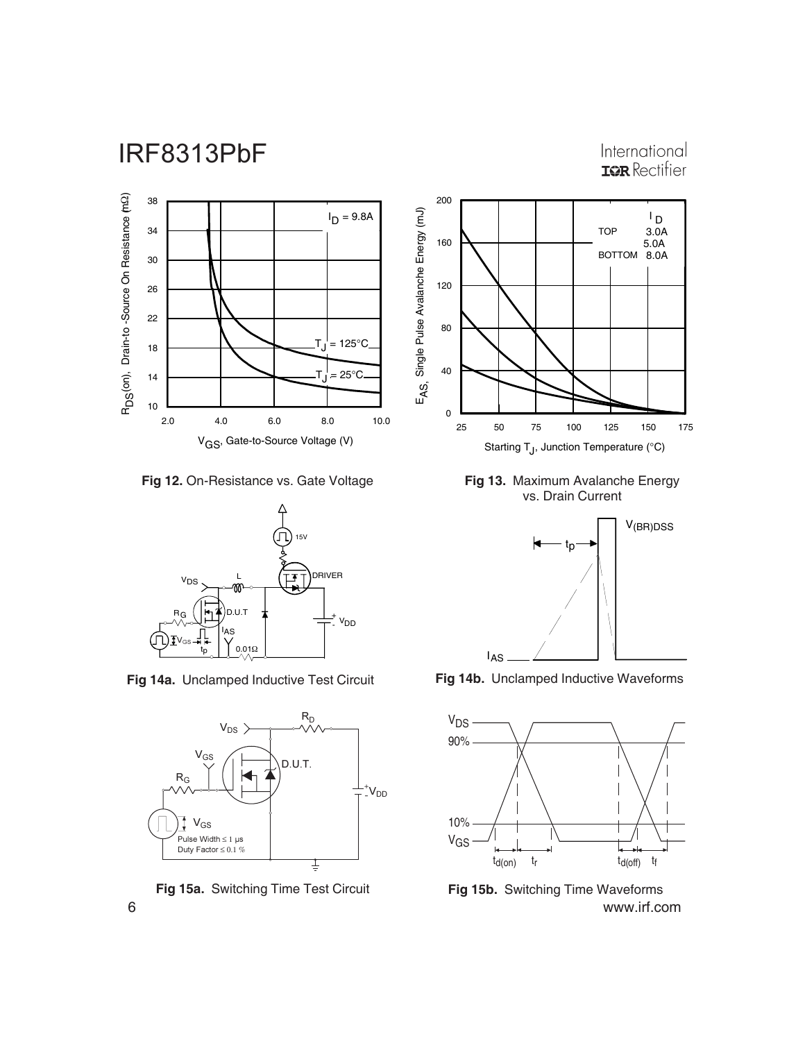**Fig 12.** On-Resistance vs. Gate Voltage

**Fig 13.** Maximum Avalanche Energy vs. Drain Current

**Fig 14a.** Unclamped Inductive Test Circuit

**Fig 14b.** Unclamped Inductive Waveforms

**Fig 15a.** Switching Time Test Circuit

**Fig 15b.** Switching Time Waveforms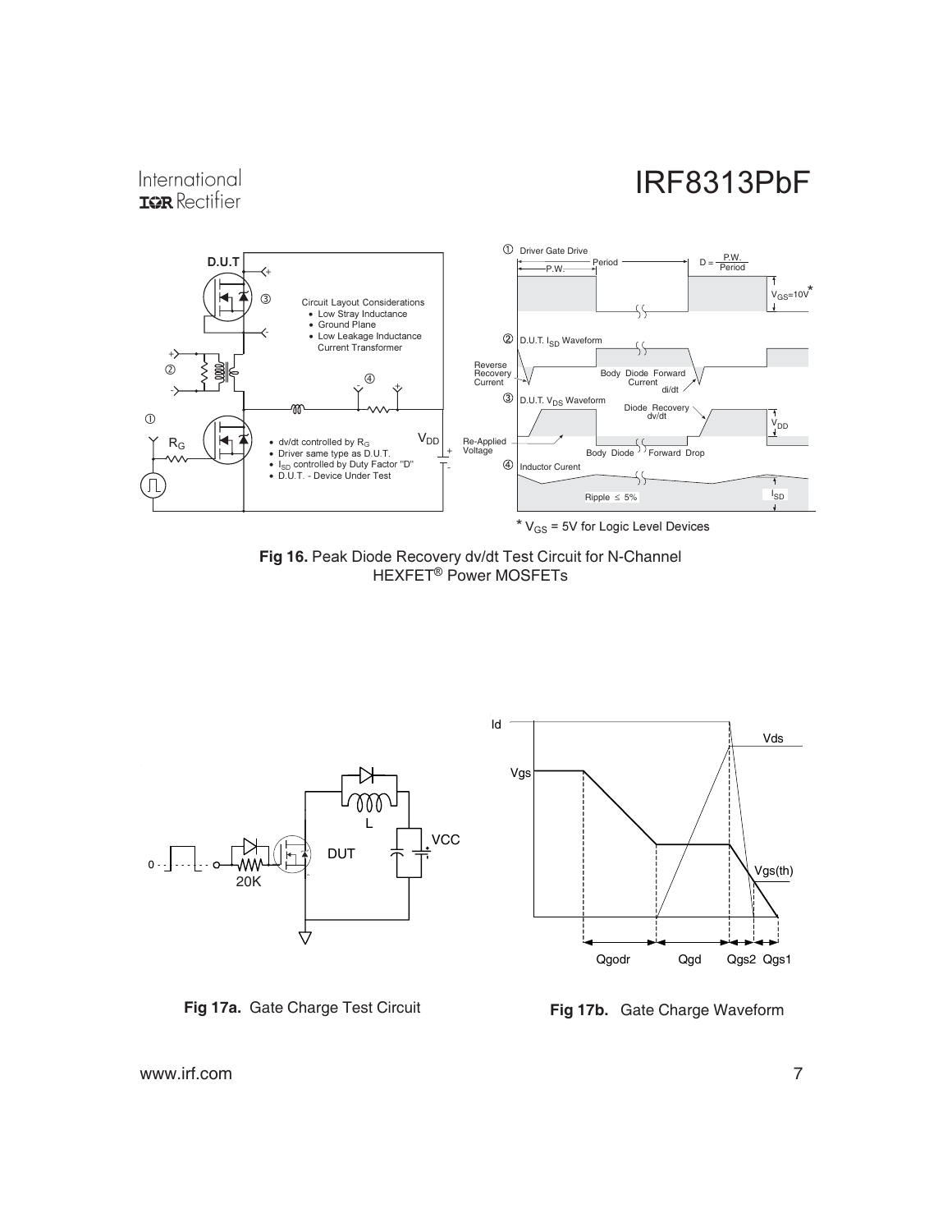**Fig 16.** Peak Diode Recovery dv/dt Test Circuit for N-Channel HEXFET® Power MOSFETs

**Fig 17a.** Gate Charge Test Circuit

**Fig 17b.** Gate Charge Waveform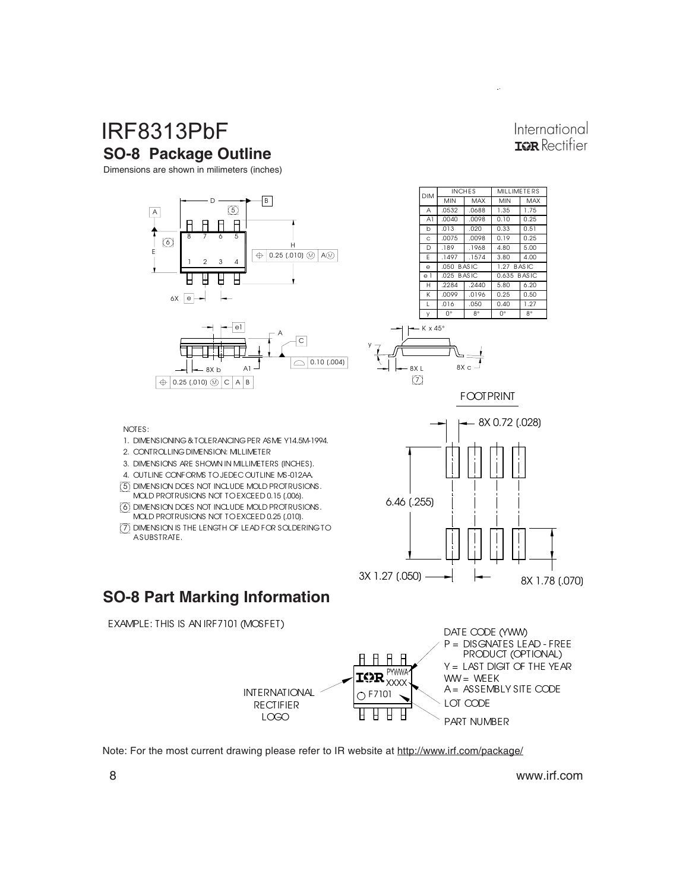# IRF8313PbF

## SO-8 Package Outline

Dimensions are shown in milimeters (inches)

| DIM | INCHES | | MILLIMETERS | |
|---|---|---|---|---|
| | MIN | MAX | MIN | MAX |
| A | .0532 | .0688 | 1.35 | 1.75 |
| A1 | .0040 | .0098 | 0.10 | 0.25 |
| b | .013 | .020 | 0.33 | 0.51 |
| c | .0075 | .0098 | 0.19 | 0.25 |
| D | .189 | .1968 | 4.80 | 5.00 |
| E | .1497 | .1574 | 3.80 | 4.00 |
| e | .050 BASIC | | 1.27 BASIC | |
| e1 | .025 BASIC | | 0.635 BASIC | |
| H | .2284 | .2440 | 5.80 | 6.20 |
| K | .0099 | .0196 | 0.25 | 0.50 |
| L | .016 | .050 | 0.40 | 1.27 |
| y | 0° | 8° | 0° | 8° |

FOOTPRINT

8X 0.72 (.028)

6.46 (.255)

3X 1.27 (.050)

8X 1.78 (.070)

NOTES:

1. DIMENSIONING & TOLERANCING PER ASME Y14.5M-1994.
2. CONTROLLING DIMENSION: MILLIMETER
3. DIMENSIONS ARE SHOWN IN MILLIMETERS (INCHES).
4. OUTLINE CONFORMS TO JEDEC OUTLINE MS-012AA.
5. DIMENSION DOES NOT INCLUDE MOLD PROTRUSIONS. MOLD PROTRUSIONS NOT TO EXCEED 0.15 (.006).
6. DIMENSION DOES NOT INCLUDE MOLD PROTRUSIONS. MOLD PROTRUSIONS NOT TO EXCEED 0.25 (.010).
7. DIMENSION IS THE LENGTH OF LEAD FOR SOLDERING TO A SUBSTRATE.

## SO-8 Part Marking Information

EXAMPLE: THIS IS AN IRF7101 (MOSFET)

- INTERNATIONAL RECTIFIER LOGO
- DATE CODE (YWW)
- P = DISGNATES LEAD - FREE PRODUCT (OPTIONAL)
- Y = LAST DIGIT OF THE YEAR
- WW = WEEK
- A = ASSEMBLY SITE CODE
- LOT CODE
- PART NUMBER

Note: For the most current drawing please refer to IR website at http://www.irf.com/package/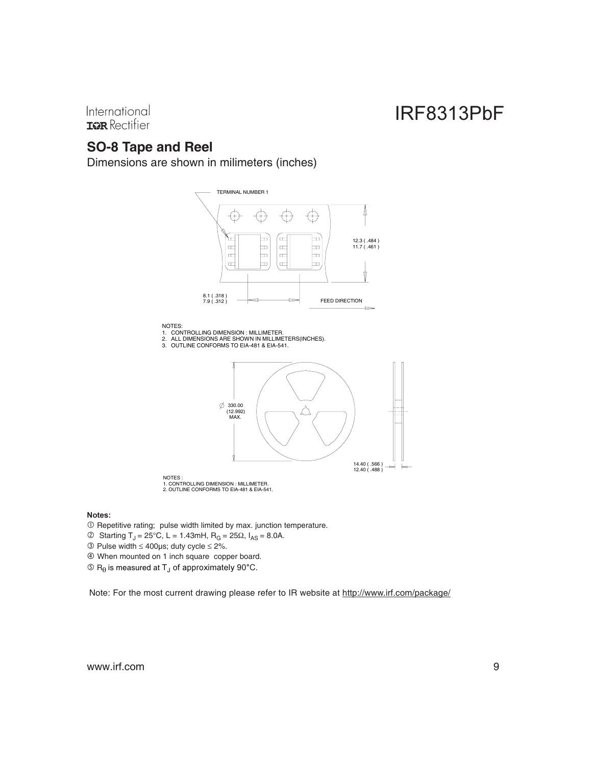## SO-8 Tape and Reel

Dimensions are shown in milimeters (inches)

TERMINAL NUMBER 1

12.3 ( .484 )
11.7 ( .461 )

8.1 ( .318 )
7.9 ( .312 )

FEED DIRECTION

NOTES:
1. CONTROLLING DIMENSION : MILLIMETER.
2. ALL DIMENSIONS ARE SHOWN IN MILLIMETERS(INCHES).
3. OUTLINE CONFORMS TO EIA-481 & EIA-541.

∅ 330.00
(12.992)
MAX.

14.40 ( .566 )
12.40 ( .488 )

NOTES :
1. CONTROLLING DIMENSION : MILLIMETER.
2. OUTLINE CONFORMS TO EIA-481 & EIA-541.

**Notes:**

① Repetitive rating; pulse width limited by max. junction temperature.

② Starting $T_J = 25°C$, $L = 1.43mH$, $R_G = 25\Omega$, $I_{AS} = 8.0A$.

③ Pulse width ≤ 400µs; duty cycle ≤ 2%.

④ When mounted on 1 inch square copper board.

⑤ $R_\theta$ is measured at $T_J$ of approximately 90°C.

Note: For the most current drawing please refer to IR website at http://www.irf.com/package/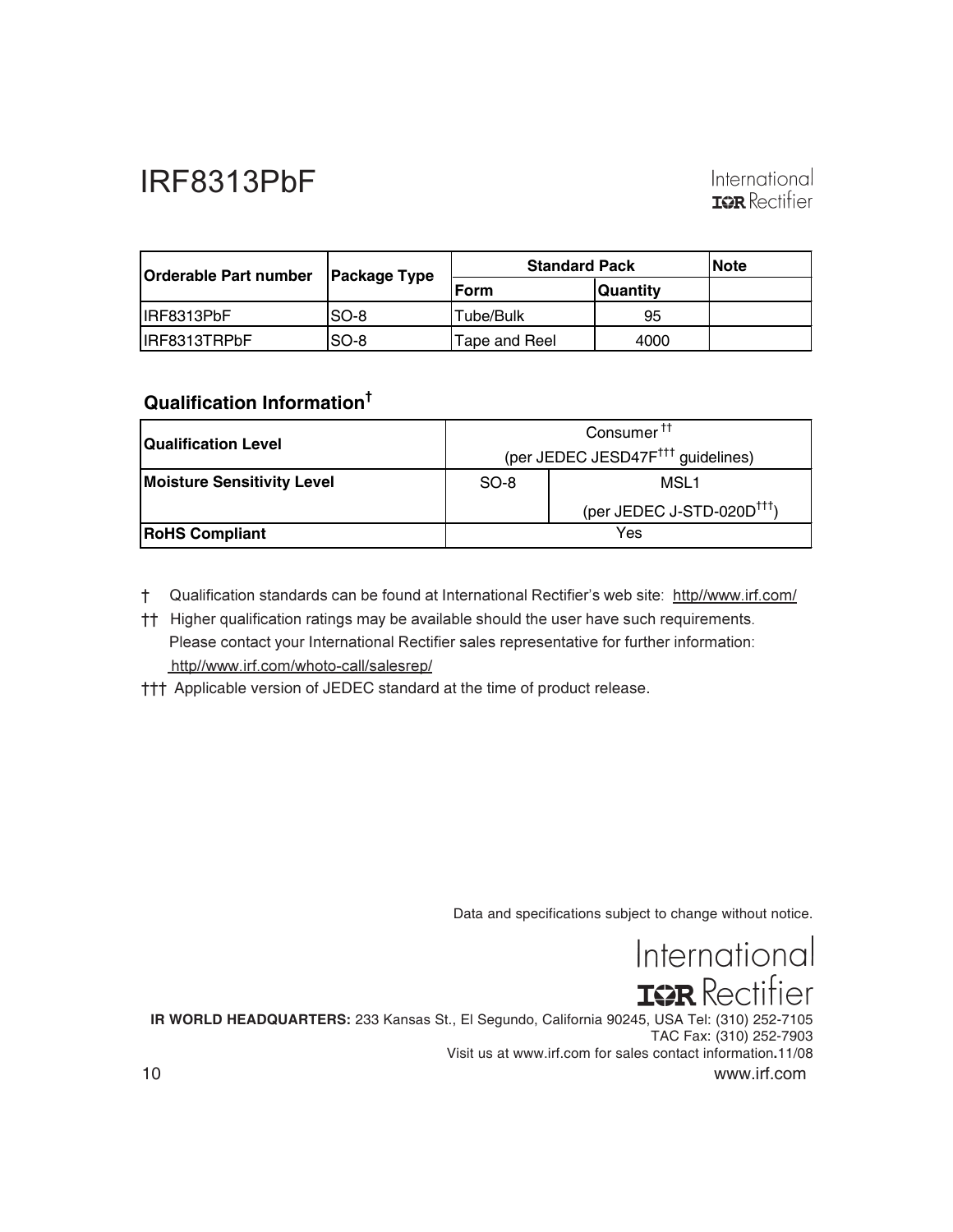| Orderable Part number | Package Type | Standard Pack | | Note |
|---|---|---|---|---|
| | | Form | Quantity | |
| IRF8313PbF | SO-8 | Tube/Bulk | 95 | |
| IRF8313TRPbF | SO-8 | Tape and Reel | 4000 | |

### Qualification Information†

| | | |
|---|---|---|
| **Qualification Level** | Consumer †† (per JEDEC JESD47F††† guidelines) | |
| **Moisture Sensitivity Level** | SO-8 | MSL1 (per JEDEC J-STD-020D†††) |
| **RoHS Compliant** | Yes | |

† Qualification standards can be found at International Rectifier's web site: http//www.irf.com/

†† Higher qualification ratings may be available should the user have such requirements. Please contact your International Rectifier sales representative for further information: http//www.irf.com/whoto-call/salesrep/

††† Applicable version of JEDEC standard at the time of product release.

Data and specifications subject to change without notice.

International Rectifier

**IR WORLD HEADQUARTERS:** 233 Kansas St., El Segundo, California 90245, USA Tel: (310) 252-7105
TAC Fax: (310) 252-7903
Visit us at www.irf.com for sales contact information.11/08